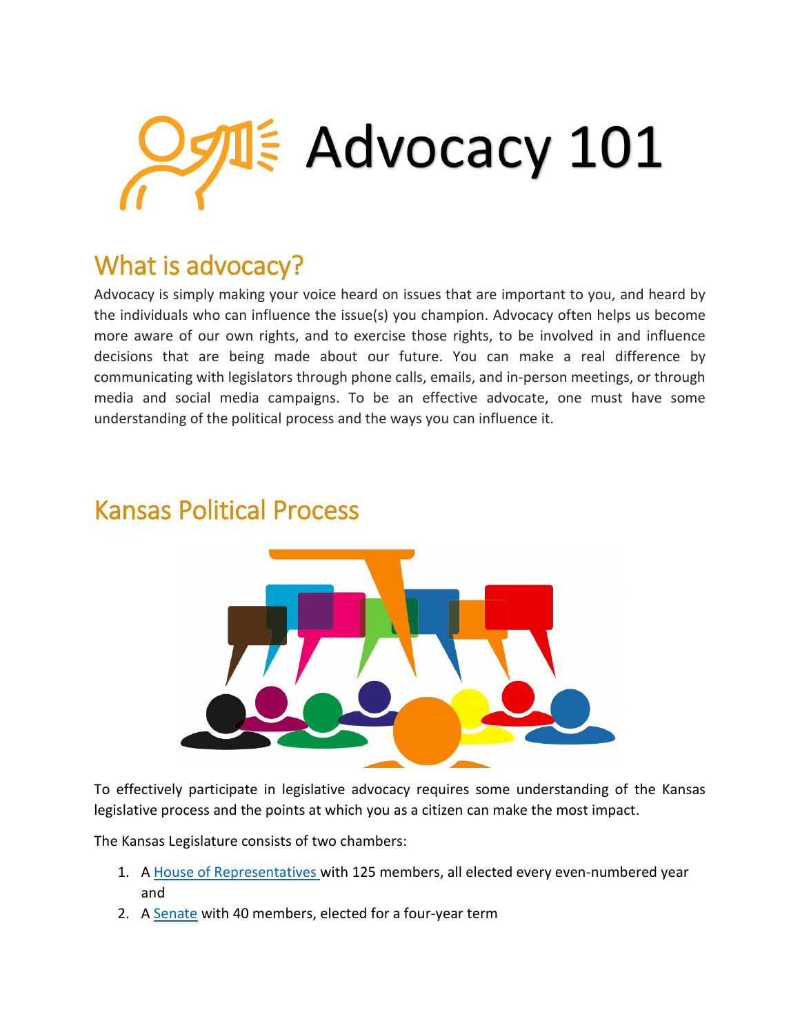# Advocacy 101

## What is advocacy?

Advocacy is simply making your voice heard on issues that are important to you, and heard by the individuals who can influence the issue(s) you champion. Advocacy often helps us become more aware of our own rights, and to exercise those rights, to be involved in and influence decisions that are being made about our future. You can make a real difference by communicating with legislators through phone calls, emails, and in-person meetings, or through media and social media campaigns. To be an effective advocate, one must have some understanding of the political process and the ways you can influence it.

## Kansas Political Process

To effectively participate in legislative advocacy requires some understanding of the Kansas legislative process and the points at which you as a citizen can make the most impact.

The Kansas Legislature consists of two chambers:

1. A House of Representatives with 125 members, all elected every even-numbered year and
2. A Senate with 40 members, elected for a four-year term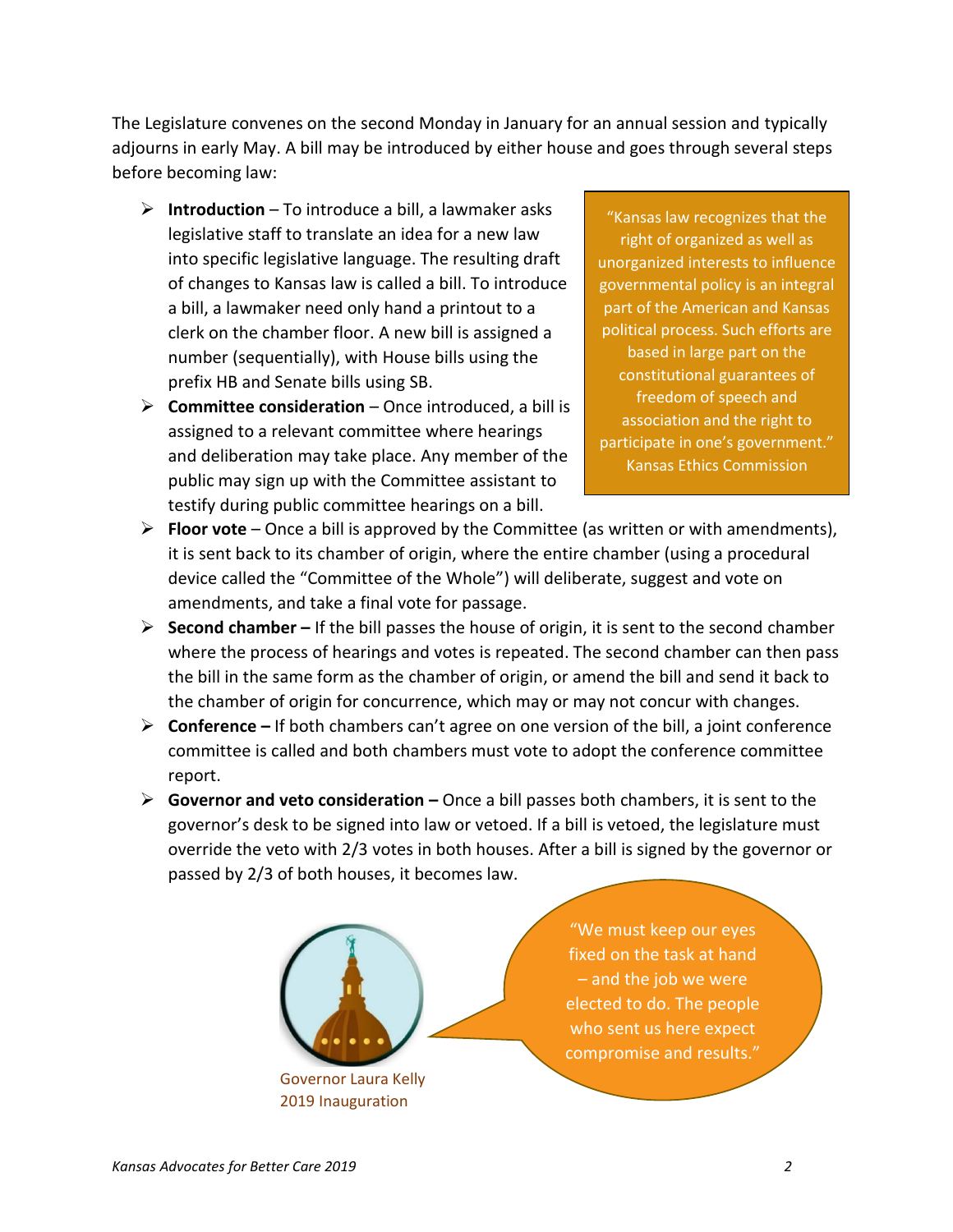The Legislature convenes on the second Monday in January for an annual session and typically adjourns in early May. A bill may be introduced by either house and goes through several steps before becoming law:

- **Introduction** – To introduce a bill, a lawmaker asks legislative staff to translate an idea for a new law into specific legislative language. The resulting draft of changes to Kansas law is called a bill. To introduce a bill, a lawmaker need only hand a printout to a clerk on the chamber floor. A new bill is assigned a number (sequentially), with House bills using the prefix HB and Senate bills using SB.
- **Committee consideration** – Once introduced, a bill is assigned to a relevant committee where hearings and deliberation may take place. Any member of the public may sign up with the Committee assistant to testify during public committee hearings on a bill.
- **Floor vote** – Once a bill is approved by the Committee (as written or with amendments), it is sent back to its chamber of origin, where the entire chamber (using a procedural device called the "Committee of the Whole") will deliberate, suggest and vote on amendments, and take a final vote for passage.
- **Second chamber –** If the bill passes the house of origin, it is sent to the second chamber where the process of hearings and votes is repeated. The second chamber can then pass the bill in the same form as the chamber of origin, or amend the bill and send it back to the chamber of origin for concurrence, which may or may not concur with changes.
- **Conference –** If both chambers can't agree on one version of the bill, a joint conference committee is called and both chambers must vote to adopt the conference committee report.
- **Governor and veto consideration –** Once a bill passes both chambers, it is sent to the governor's desk to be signed into law or vetoed. If a bill is vetoed, the legislature must override the veto with 2/3 votes in both houses. After a bill is signed by the governor or passed by 2/3 of both houses, it becomes law.

> "Kansas law recognizes that the right of organized as well as unorganized interests to influence governmental policy is an integral part of the American and Kansas political process. Such efforts are based in large part on the constitutional guarantees of freedom of speech and association and the right to participate in one's government."
> Kansas Ethics Commission

> "We must keep our eyes fixed on the task at hand – and the job we were elected to do. The people who sent us here expect compromise and results."

Governor Laura Kelly
2019 Inauguration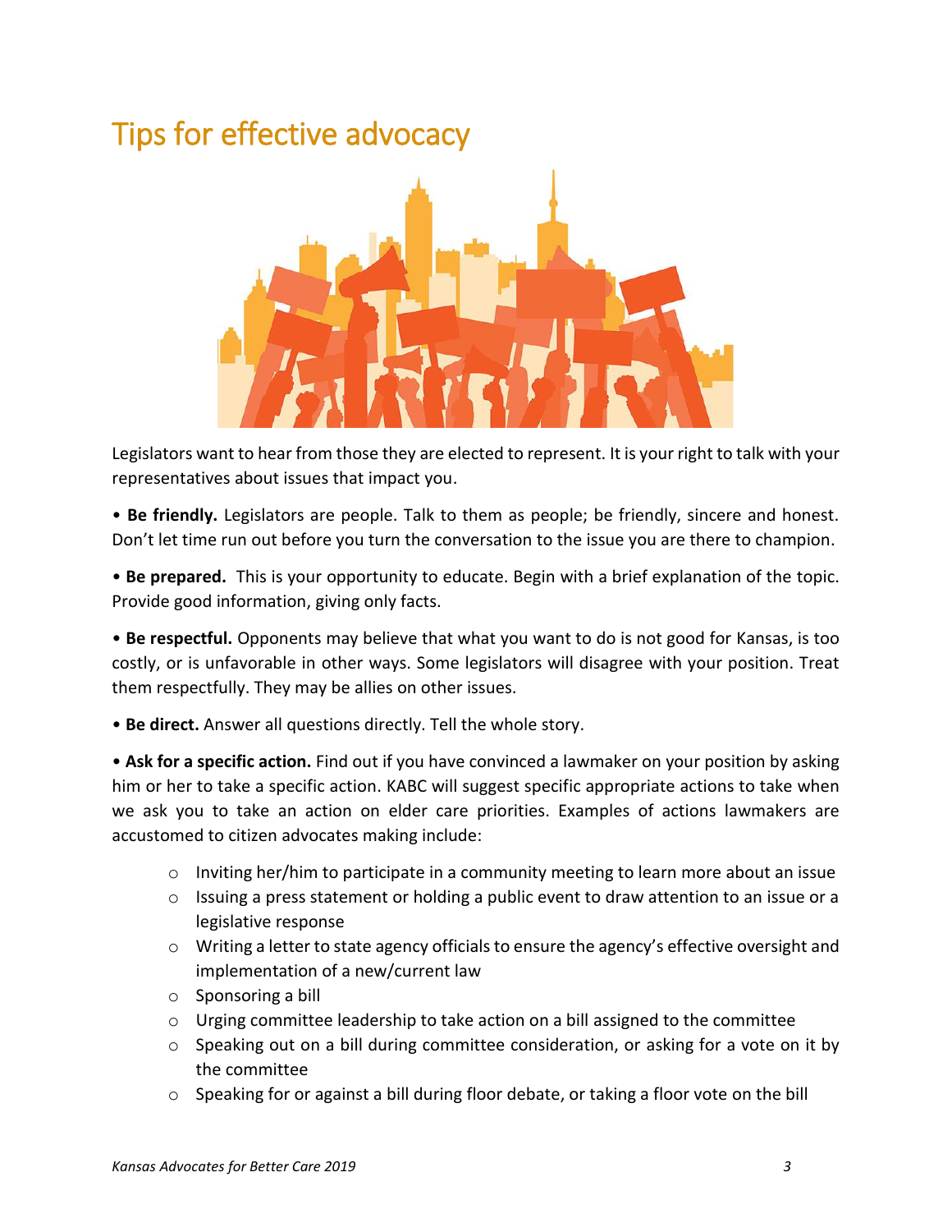# Tips for effective advocacy

Legislators want to hear from those they are elected to represent. It is your right to talk with your representatives about issues that impact you.

• **Be friendly.** Legislators are people. Talk to them as people; be friendly, sincere and honest. Don't let time run out before you turn the conversation to the issue you are there to champion.

• **Be prepared.** This is your opportunity to educate. Begin with a brief explanation of the topic. Provide good information, giving only facts.

• **Be respectful.** Opponents may believe that what you want to do is not good for Kansas, is too costly, or is unfavorable in other ways. Some legislators will disagree with your position. Treat them respectfully. They may be allies on other issues.

• **Be direct.** Answer all questions directly. Tell the whole story.

• **Ask for a specific action.** Find out if you have convinced a lawmaker on your position by asking him or her to take a specific action. KABC will suggest specific appropriate actions to take when we ask you to take an action on elder care priorities. Examples of actions lawmakers are accustomed to citizen advocates making include:

- Inviting her/him to participate in a community meeting to learn more about an issue
- Issuing a press statement or holding a public event to draw attention to an issue or a legislative response
- Writing a letter to state agency officials to ensure the agency's effective oversight and implementation of a new/current law
- Sponsoring a bill
- Urging committee leadership to take action on a bill assigned to the committee
- Speaking out on a bill during committee consideration, or asking for a vote on it by the committee
- Speaking for or against a bill during floor debate, or taking a floor vote on the bill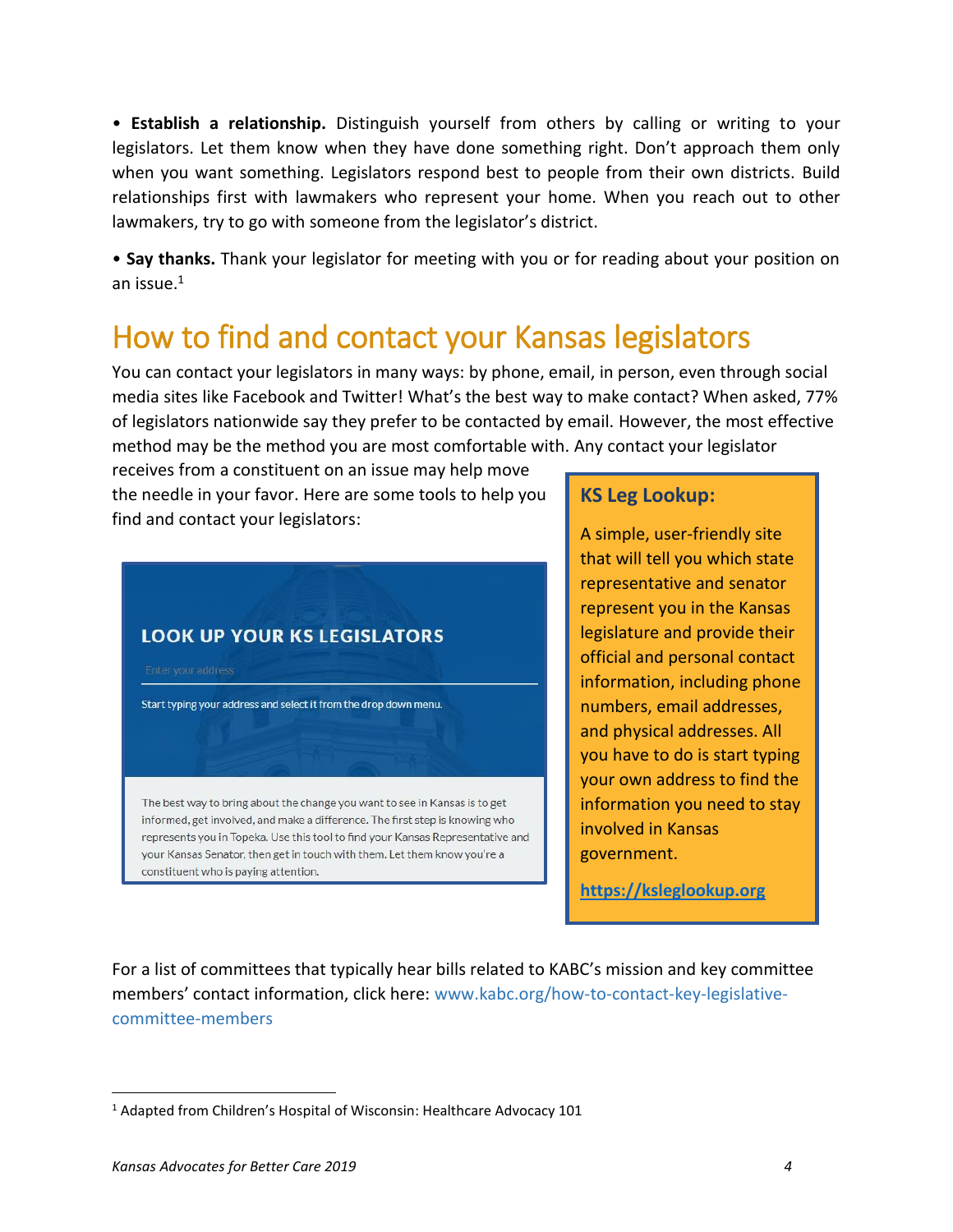• **Establish a relationship.** Distinguish yourself from others by calling or writing to your legislators. Let them know when they have done something right. Don't approach them only when you want something. Legislators respond best to people from their own districts. Build relationships first with lawmakers who represent your home. When you reach out to other lawmakers, try to go with someone from the legislator's district.

• **Say thanks.** Thank your legislator for meeting with you or for reading about your position on an issue.[1]

## How to find and contact your Kansas legislators

You can contact your legislators in many ways: by phone, email, in person, even through social media sites like Facebook and Twitter! What's the best way to make contact? When asked, 77% of legislators nationwide say they prefer to be contacted by email. However, the most effective method may be the method you are most comfortable with. Any contact your legislator receives from a constituent on an issue may help move the needle in your favor. Here are some tools to help you find and contact your legislators:

**LOOK UP YOUR KS LEGISLATORS**

Enter your address

Start typing your address and select it from the drop down menu.

The best way to bring about the change you want to see in Kansas is to get informed, get involved, and make a difference. The first step is knowing who represents you in Topeka. Use this tool to find your Kansas Representative and your Kansas Senator, then get in touch with them. Let them know you're a constituent who is paying attention.

**KS Leg Lookup:**

A simple, user-friendly site that will tell you which state representative and senator represent you in the Kansas legislature and provide their official and personal contact information, including phone numbers, email addresses, and physical addresses. All you have to do is start typing your own address to find the information you need to stay involved in Kansas government.

**https://ksleglookup.org**

For a list of committees that typically hear bills related to KABC's mission and key committee members' contact information, click here: www.kabc.org/how-to-contact-key-legislative-committee-members

[1] Adapted from Children's Hospital of Wisconsin: Healthcare Advocacy 101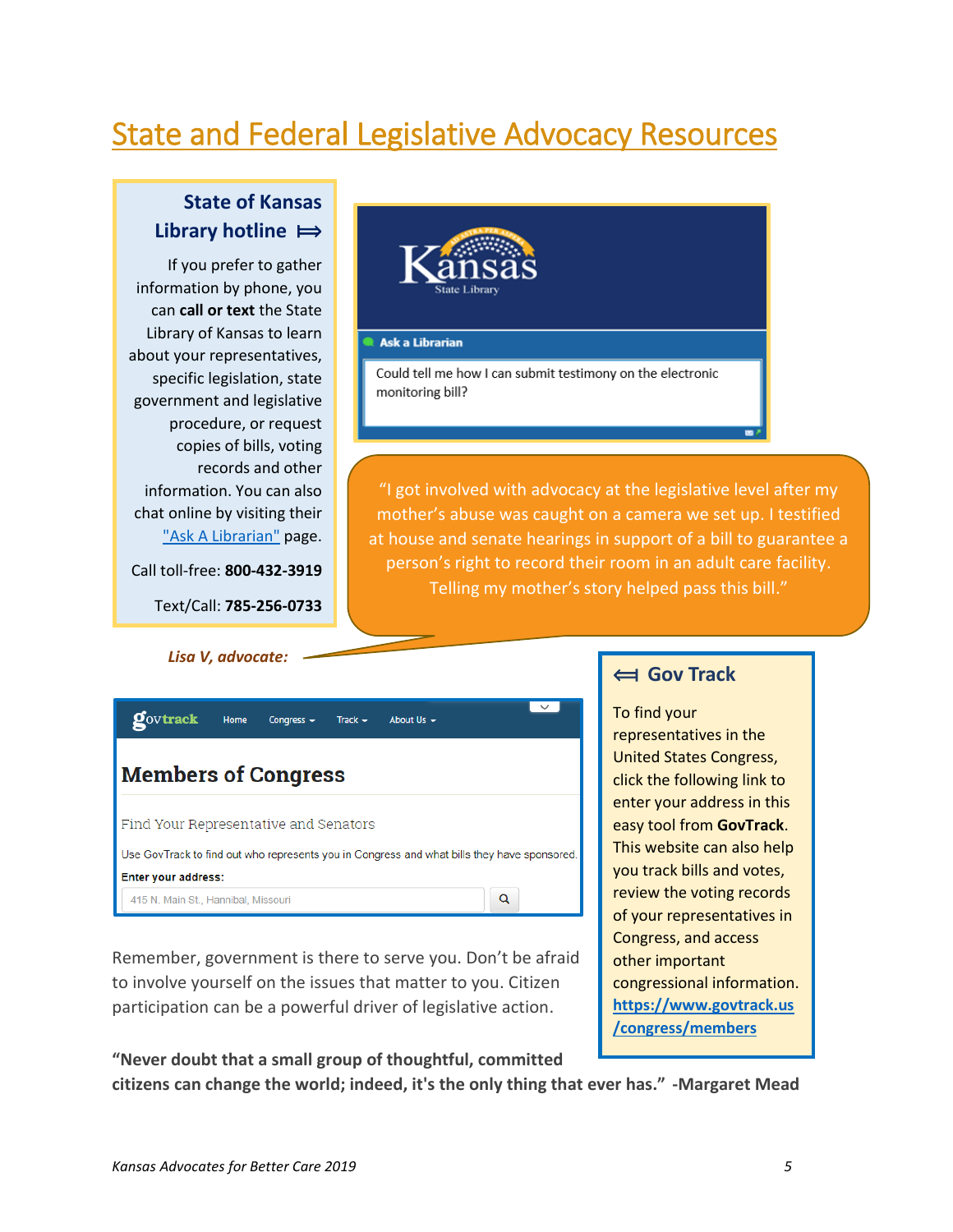# State and Federal Legislative Advocacy Resources

**State of Kansas Library hotline** ⟾

If you prefer to gather information by phone, you can **call or text** the State Library of Kansas to learn about your representatives, specific legislation, state government and legislative procedure, or request copies of bills, voting records and other information. You can also chat online by visiting their "Ask A Librarian" page.

Call toll-free: **800-432-3919**

Text/Call: **785-256-0733**

Kansas State Library

Ask a Librarian

Could tell me how I can submit testimony on the electronic monitoring bill?

"I got involved with advocacy at the legislative level after my mother's abuse was caught on a camera we set up. I testified at house and senate hearings in support of a bill to guarantee a person's right to record their room in an adult care facility. Telling my mother's story helped pass this bill."

***Lisa V, advocate:***

govtrack Home Congress Track About Us

**Members of Congress**

Find Your Representative and Senators

Use GovTrack to find out who represents you in Congress and what bills they have sponsored.

**Enter your address:**

415 N. Main St., Hannibal, Missouri

## ⟽ Gov Track

To find your representatives in the United States Congress, click the following link to enter your address in this easy tool from **GovTrack**. This website can also help you track bills and votes, review the voting records of your representatives in Congress, and access other important congressional information. **https://www.govtrack.us/congress/members**

Remember, government is there to serve you. Don't be afraid to involve yourself on the issues that matter to you. Citizen participation can be a powerful driver of legislative action.

**"Never doubt that a small group of thoughtful, committed citizens can change the world; indeed, it's the only thing that ever has." -Margaret Mead**